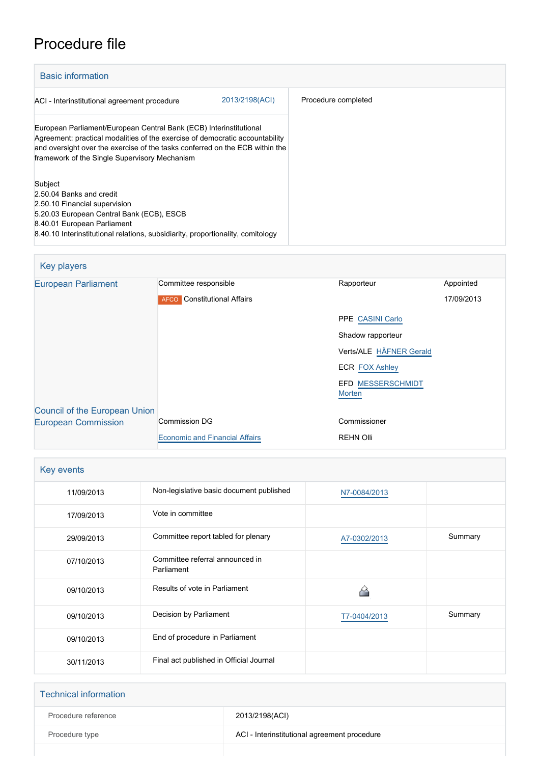# Procedure file

## Basic information

| ACI - Interinstitutional agreement procedure | 2013/2198(ACI) | Procedure completed |
|---|---|---|
| European Parliament/European Central Bank (ECB) Interinstitutional Agreement: practical modalities of the exercise of democratic accountability and oversight over the exercise of the tasks conferred on the ECB within the framework of the Single Supervisory Mechanism | | |
| Subject<br>2.50.04 Banks and credit<br>2.50.10 Financial supervision<br>5.20.03 European Central Bank (ECB), ESCB<br>8.40.01 European Parliament<br>8.40.10 Interinstitutional relations, subsidiarity, proportionality, comitology | | |

## Key players

| | | | |
|---|---|---|---|
| European Parliament | Committee responsible | Rapporteur | Appointed |
| | AFCO Constitutional Affairs | | 17/09/2013 |
| | | PPE CASINI Carlo | |
| | | Shadow rapporteur | |
| | | Verts/ALE HÄFNER Gerald | |
| | | ECR FOX Ashley | |
| | | EFD MESSERSCHMIDT Morten | |
| Council of the European Union | | | |
| European Commission | Commission DG | Commissioner | |
| | Economic and Financial Affairs | REHN Olli | |

## Key events

| | | | |
|---|---|---|---|
| 11/09/2013 | Non-legislative basic document published | N7-0084/2013 | |
| 17/09/2013 | Vote in committee | | |
| 29/09/2013 | Committee report tabled for plenary | A7-0302/2013 | Summary |
| 07/10/2013 | Committee referral announced in Parliament | | |
| 09/10/2013 | Results of vote in Parliament | | |
| 09/10/2013 | Decision by Parliament | T7-0404/2013 | Summary |
| 09/10/2013 | End of procedure in Parliament | | |
| 30/11/2013 | Final act published in Official Journal | | |

## Technical information

| | |
|---|---|
| Procedure reference | 2013/2198(ACI) |
| Procedure type | ACI - Interinstitutional agreement procedure |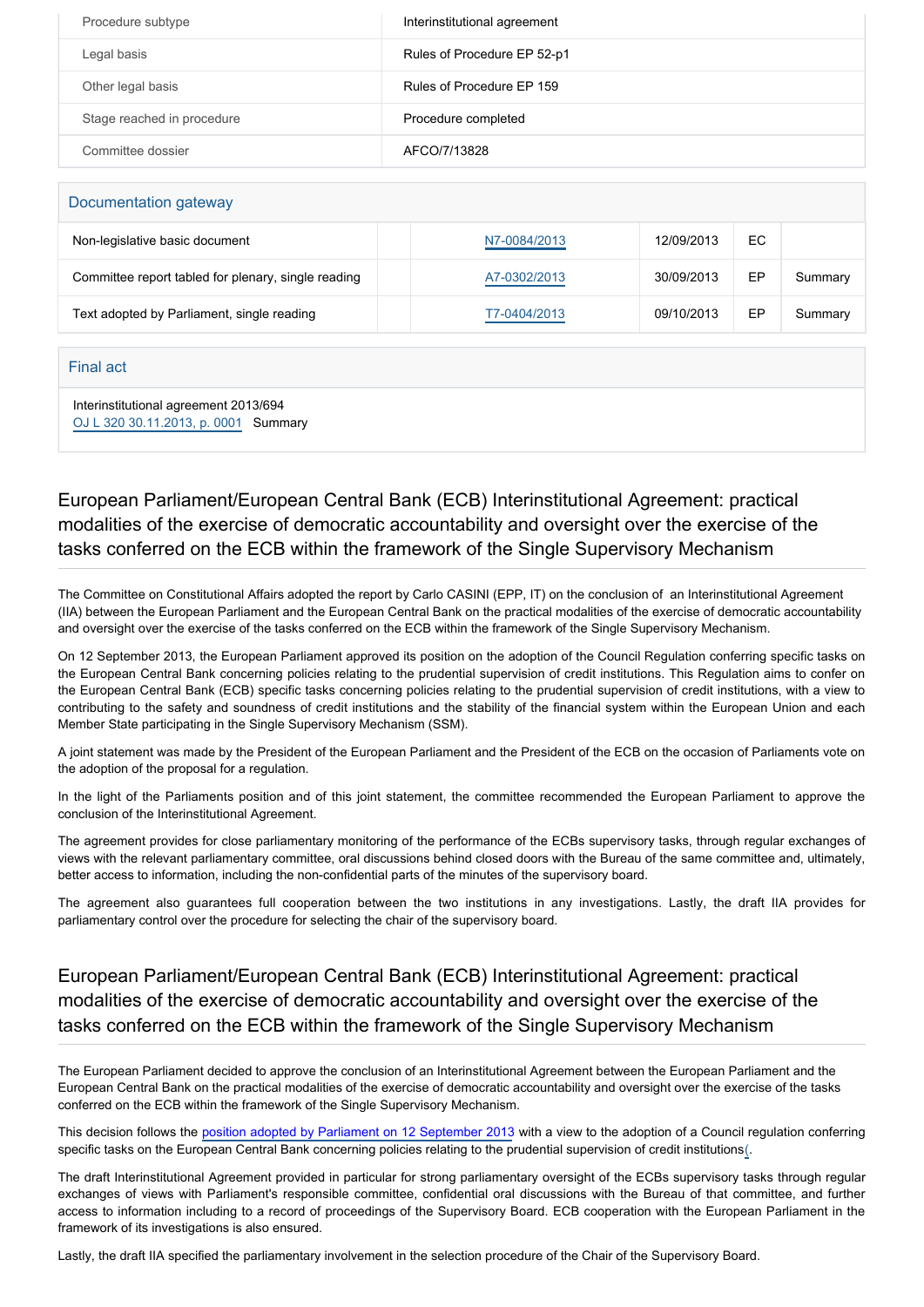| | |
|---|---|
| Procedure subtype | Interinstitutional agreement |
| Legal basis | Rules of Procedure EP 52-p1 |
| Other legal basis | Rules of Procedure EP 159 |
| Stage reached in procedure | Procedure completed |
| Committee dossier | AFCO/7/13828 |

## Documentation gateway

| | | | | | |
|---|---|---|---|---|---|
| Non-legislative basic document | | N7-0084/2013 | 12/09/2013 | EC | |
| Committee report tabled for plenary, single reading | | A7-0302/2013 | 30/09/2013 | EP | Summary |
| Text adopted by Parliament, single reading | | T7-0404/2013 | 09/10/2013 | EP | Summary |

## Final act

Interinstitutional agreement 2013/694
OJ L 320 30.11.2013, p. 0001 Summary

## European Parliament/European Central Bank (ECB) Interinstitutional Agreement: practical modalities of the exercise of democratic accountability and oversight over the exercise of the tasks conferred on the ECB within the framework of the Single Supervisory Mechanism

The Committee on Constitutional Affairs adopted the report by Carlo CASINI (EPP, IT) on the conclusion of an Interinstitutional Agreement (IIA) between the European Parliament and the European Central Bank on the practical modalities of the exercise of democratic accountability and oversight over the exercise of the tasks conferred on the ECB within the framework of the Single Supervisory Mechanism.

On 12 September 2013, the European Parliament approved its position on the adoption of the Council Regulation conferring specific tasks on the European Central Bank concerning policies relating to the prudential supervision of credit institutions. This Regulation aims to confer on the European Central Bank (ECB) specific tasks concerning policies relating to the prudential supervision of credit institutions, with a view to contributing to the safety and soundness of credit institutions and the stability of the financial system within the European Union and each Member State participating in the Single Supervisory Mechanism (SSM).

A joint statement was made by the President of the European Parliament and the President of the ECB on the occasion of Parliaments vote on the adoption of the proposal for a regulation.

In the light of the Parliaments position and of this joint statement, the committee recommended the European Parliament to approve the conclusion of the Interinstitutional Agreement.

The agreement provides for close parliamentary monitoring of the performance of the ECBs supervisory tasks, through regular exchanges of views with the relevant parliamentary committee, oral discussions behind closed doors with the Bureau of the same committee and, ultimately, better access to information, including the non-confidential parts of the minutes of the supervisory board.

The agreement also guarantees full cooperation between the two institutions in any investigations. Lastly, the draft IIA provides for parliamentary control over the procedure for selecting the chair of the supervisory board.

## European Parliament/European Central Bank (ECB) Interinstitutional Agreement: practical modalities of the exercise of democratic accountability and oversight over the exercise of the tasks conferred on the ECB within the framework of the Single Supervisory Mechanism

The European Parliament decided to approve the conclusion of an Interinstitutional Agreement between the European Parliament and the European Central Bank on the practical modalities of the exercise of democratic accountability and oversight over the exercise of the tasks conferred on the ECB within the framework of the Single Supervisory Mechanism.

This decision follows the position adopted by Parliament on 12 September 2013 with a view to the adoption of a Council regulation conferring specific tasks on the European Central Bank concerning policies relating to the prudential supervision of credit institutions(.

The draft Interinstitutional Agreement provided in particular for strong parliamentary oversight of the ECBs supervisory tasks through regular exchanges of views with Parliament's responsible committee, confidential oral discussions with the Bureau of that committee, and further access to information including to a record of proceedings of the Supervisory Board. ECB cooperation with the European Parliament in the framework of its investigations is also ensured.

Lastly, the draft IIA specified the parliamentary involvement in the selection procedure of the Chair of the Supervisory Board.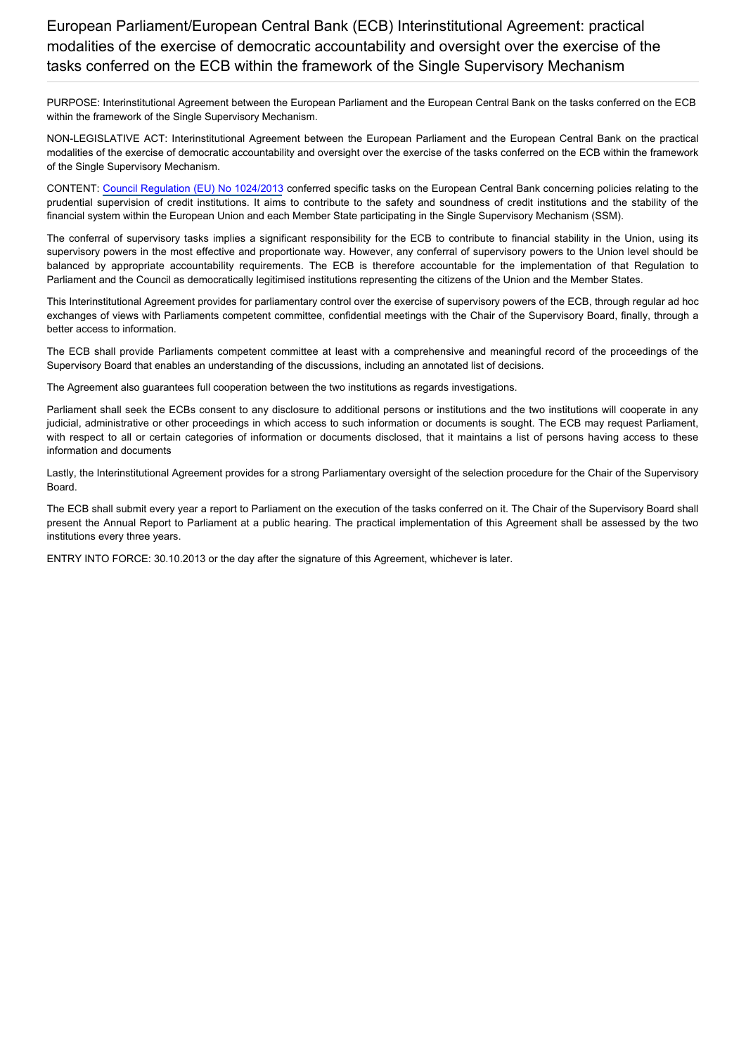# European Parliament/European Central Bank (ECB) Interinstitutional Agreement: practical modalities of the exercise of democratic accountability and oversight over the exercise of the tasks conferred on the ECB within the framework of the Single Supervisory Mechanism

PURPOSE: Interinstitutional Agreement between the European Parliament and the European Central Bank on the tasks conferred on the ECB within the framework of the Single Supervisory Mechanism.

NON-LEGISLATIVE ACT: Interinstitutional Agreement between the European Parliament and the European Central Bank on the practical modalities of the exercise of democratic accountability and oversight over the exercise of the tasks conferred on the ECB within the framework of the Single Supervisory Mechanism.

CONTENT: Council Regulation (EU) No 1024/2013 conferred specific tasks on the European Central Bank concerning policies relating to the prudential supervision of credit institutions. It aims to contribute to the safety and soundness of credit institutions and the stability of the financial system within the European Union and each Member State participating in the Single Supervisory Mechanism (SSM).

The conferral of supervisory tasks implies a significant responsibility for the ECB to contribute to financial stability in the Union, using its supervisory powers in the most effective and proportionate way. However, any conferral of supervisory powers to the Union level should be balanced by appropriate accountability requirements. The ECB is therefore accountable for the implementation of that Regulation to Parliament and the Council as democratically legitimised institutions representing the citizens of the Union and the Member States.

This Interinstitutional Agreement provides for parliamentary control over the exercise of supervisory powers of the ECB, through regular ad hoc exchanges of views with Parliaments competent committee, confidential meetings with the Chair of the Supervisory Board, finally, through a better access to information.

The ECB shall provide Parliaments competent committee at least with a comprehensive and meaningful record of the proceedings of the Supervisory Board that enables an understanding of the discussions, including an annotated list of decisions.

The Agreement also guarantees full cooperation between the two institutions as regards investigations.

Parliament shall seek the ECBs consent to any disclosure to additional persons or institutions and the two institutions will cooperate in any judicial, administrative or other proceedings in which access to such information or documents is sought. The ECB may request Parliament, with respect to all or certain categories of information or documents disclosed, that it maintains a list of persons having access to these information and documents

Lastly, the Interinstitutional Agreement provides for a strong Parliamentary oversight of the selection procedure for the Chair of the Supervisory Board.

The ECB shall submit every year a report to Parliament on the execution of the tasks conferred on it. The Chair of the Supervisory Board shall present the Annual Report to Parliament at a public hearing. The practical implementation of this Agreement shall be assessed by the two institutions every three years.

ENTRY INTO FORCE: 30.10.2013 or the day after the signature of this Agreement, whichever is later.